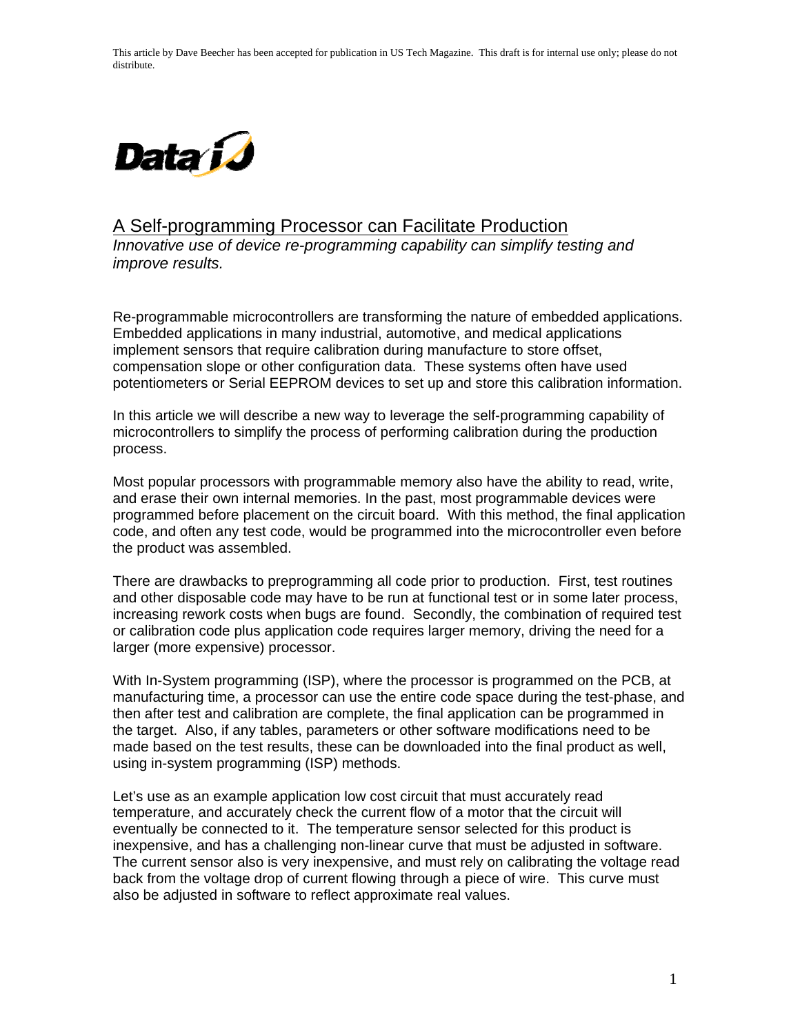This article by Dave Beecher has been accepted for publication in US Tech Magazine. This draft is for internal use only; please do not distribute.

# A Self-programming Processor can Facilitate Production

*Innovative use of device re-programming capability can simplify testing and improve results.*

Re-programmable microcontrollers are transforming the nature of embedded applications. Embedded applications in many industrial, automotive, and medical applications implement sensors that require calibration during manufacture to store offset, compensation slope or other configuration data. These systems often have used potentiometers or Serial EEPROM devices to set up and store this calibration information.

In this article we will describe a new way to leverage the self-programming capability of microcontrollers to simplify the process of performing calibration during the production process.

Most popular processors with programmable memory also have the ability to read, write, and erase their own internal memories. In the past, most programmable devices were programmed before placement on the circuit board. With this method, the final application code, and often any test code, would be programmed into the microcontroller even before the product was assembled.

There are drawbacks to preprogramming all code prior to production. First, test routines and other disposable code may have to be run at functional test or in some later process, increasing rework costs when bugs are found. Secondly, the combination of required test or calibration code plus application code requires larger memory, driving the need for a larger (more expensive) processor.

With In-System programming (ISP), where the processor is programmed on the PCB, at manufacturing time, a processor can use the entire code space during the test-phase, and then after test and calibration are complete, the final application can be programmed in the target. Also, if any tables, parameters or other software modifications need to be made based on the test results, these can be downloaded into the final product as well, using in-system programming (ISP) methods.

Let's use as an example application low cost circuit that must accurately read temperature, and accurately check the current flow of a motor that the circuit will eventually be connected to it. The temperature sensor selected for this product is inexpensive, and has a challenging non-linear curve that must be adjusted in software. The current sensor also is very inexpensive, and must rely on calibrating the voltage read back from the voltage drop of current flowing through a piece of wire. This curve must also be adjusted in software to reflect approximate real values.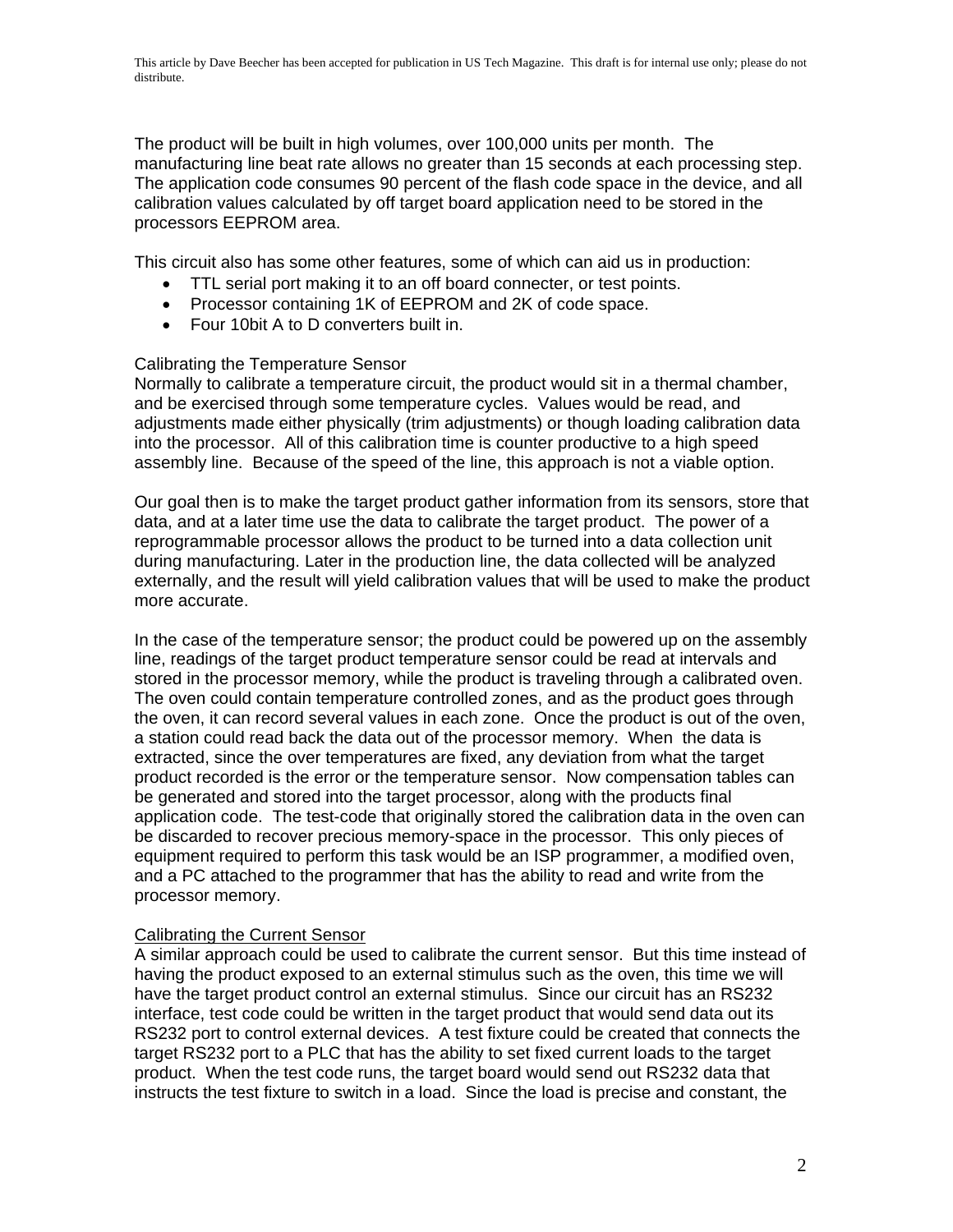This article by Dave Beecher has been accepted for publication in US Tech Magazine. This draft is for internal use only; please do not distribute.

The product will be built in high volumes, over 100,000 units per month. The manufacturing line beat rate allows no greater than 15 seconds at each processing step. The application code consumes 90 percent of the flash code space in the device, and all calibration values calculated by off target board application need to be stored in the processors EEPROM area.

This circuit also has some other features, some of which can aid us in production:

- TTL serial port making it to an off board connecter, or test points.
- Processor containing 1K of EEPROM and 2K of code space.
- Four 10bit A to D converters built in.

Calibrating the Temperature Sensor

Normally to calibrate a temperature circuit, the product would sit in a thermal chamber, and be exercised through some temperature cycles. Values would be read, and adjustments made either physically (trim adjustments) or though loading calibration data into the processor. All of this calibration time is counter productive to a high speed assembly line. Because of the speed of the line, this approach is not a viable option.

Our goal then is to make the target product gather information from its sensors, store that data, and at a later time use the data to calibrate the target product. The power of a reprogrammable processor allows the product to be turned into a data collection unit during manufacturing. Later in the production line, the data collected will be analyzed externally, and the result will yield calibration values that will be used to make the product more accurate.

In the case of the temperature sensor; the product could be powered up on the assembly line, readings of the target product temperature sensor could be read at intervals and stored in the processor memory, while the product is traveling through a calibrated oven. The oven could contain temperature controlled zones, and as the product goes through the oven, it can record several values in each zone. Once the product is out of the oven, a station could read back the data out of the processor memory. When the data is extracted, since the over temperatures are fixed, any deviation from what the target product recorded is the error or the temperature sensor. Now compensation tables can be generated and stored into the target processor, along with the products final application code. The test-code that originally stored the calibration data in the oven can be discarded to recover precious memory-space in the processor. This only pieces of equipment required to perform this task would be an ISP programmer, a modified oven, and a PC attached to the programmer that has the ability to read and write from the processor memory.

Calibrating the Current Sensor

A similar approach could be used to calibrate the current sensor. But this time instead of having the product exposed to an external stimulus such as the oven, this time we will have the target product control an external stimulus. Since our circuit has an RS232 interface, test code could be written in the target product that would send data out its RS232 port to control external devices. A test fixture could be created that connects the target RS232 port to a PLC that has the ability to set fixed current loads to the target product. When the test code runs, the target board would send out RS232 data that instructs the test fixture to switch in a load. Since the load is precise and constant, the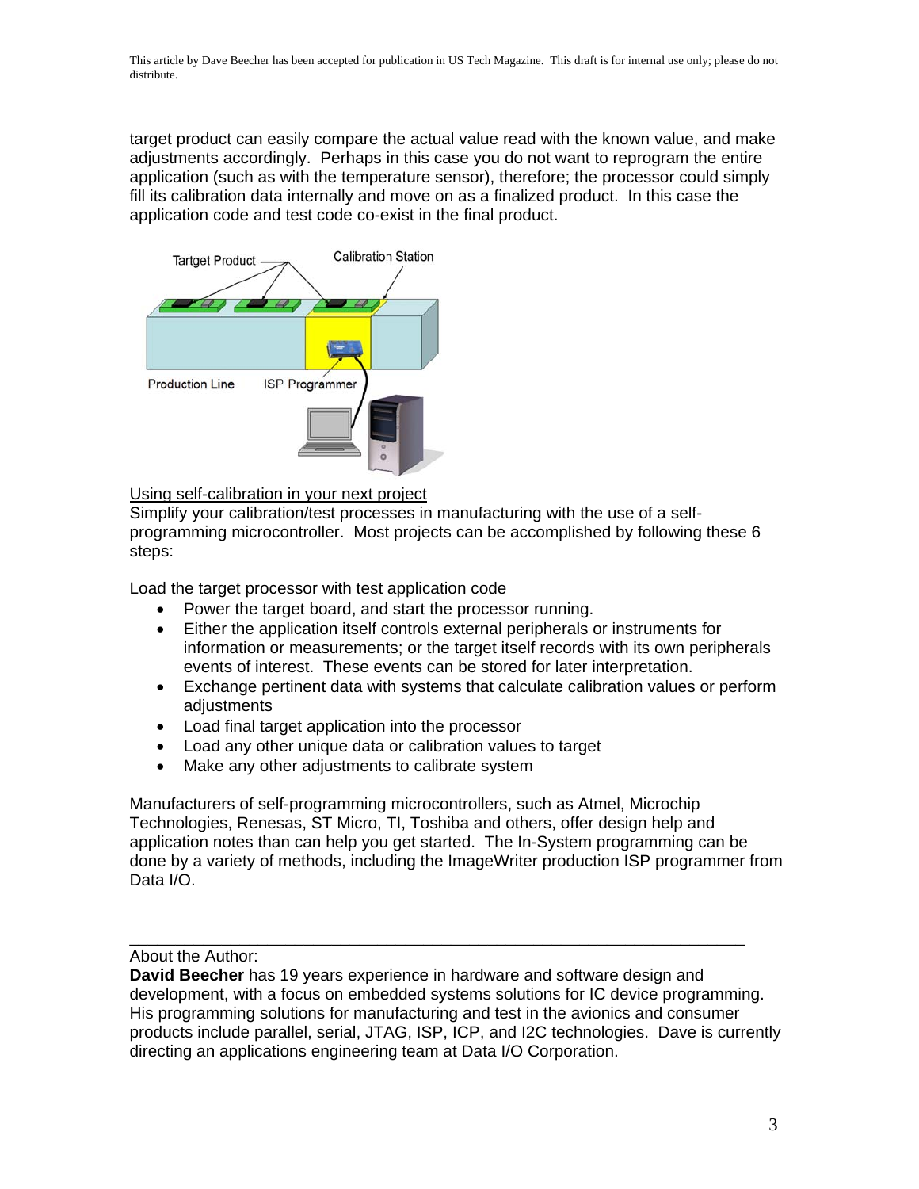target product can easily compare the actual value read with the known value, and make adjustments accordingly. Perhaps in this case you do not want to reprogram the entire application (such as with the temperature sensor), therefore; the processor could simply fill its calibration data internally and move on as a finalized product. In this case the application code and test code co-exist in the final product.

Tartget Product

Calibration Station

Production Line

ISP Programmer

Using self-calibration in your next project

Simplify your calibration/test processes in manufacturing with the use of a self-programming microcontroller. Most projects can be accomplished by following these 6 steps:

Load the target processor with test application code

- Power the target board, and start the processor running.
- Either the application itself controls external peripherals or instruments for information or measurements; or the target itself records with its own peripherals events of interest. These events can be stored for later interpretation.
- Exchange pertinent data with systems that calculate calibration values or perform adjustments
- Load final target application into the processor
- Load any other unique data or calibration values to target
- Make any other adjustments to calibrate system

Manufacturers of self-programming microcontrollers, such as Atmel, Microchip Technologies, Renesas, ST Micro, TI, Toshiba and others, offer design help and application notes than can help you get started. The In-System programming can be done by a variety of methods, including the ImageWriter production ISP programmer from Data I/O.

---

About the Author:

**David Beecher** has 19 years experience in hardware and software design and development, with a focus on embedded systems solutions for IC device programming. His programming solutions for manufacturing and test in the avionics and consumer products include parallel, serial, JTAG, ISP, ICP, and I2C technologies. Dave is currently directing an applications engineering team at Data I/O Corporation.